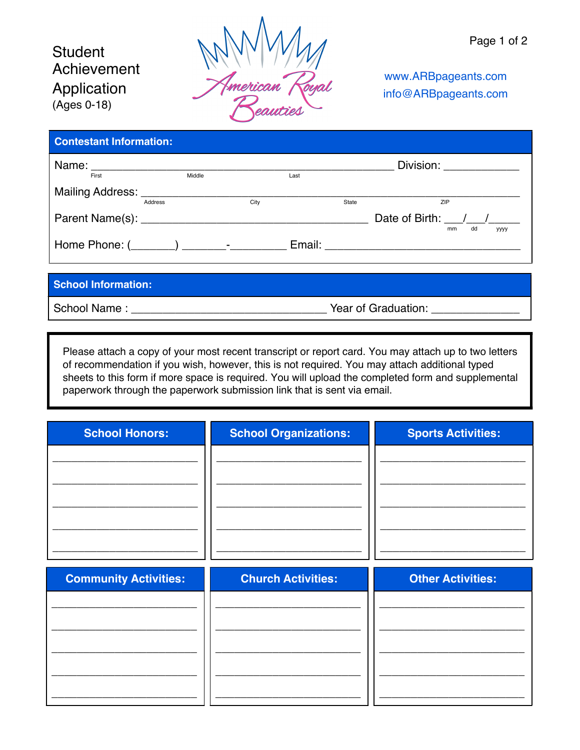# Student Achievement Application
(Ages 0-18)

American Royal Beauties

www.ARBpageants.com
info@ARBpageants.com

## Contestant Information:

Name: ______________________________________________ Division: ____________
First Middle Last

Mailing Address: ______________________________________________________________
Address City State ZIP

Parent Name(s): ____________________________________ Date of Birth: ___/___/_____
mm dd yyyy

Home Phone: (_______) _______-_________ Email: ______________________________

## School Information:

School Name : _______________________________ Year of Graduation: ______________

Please attach a copy of your most recent transcript or report card. You may attach up to two letters of recommendation if you wish, however, this is not required. You may attach additional typed sheets to this form if more space is required. You will upload the completed form and supplemental paperwork through the paperwork submission link that is sent via email.

| School Honors: | School Organizations: | Sports Activities: |
|---|---|---|
| ________________ | ________________ | ________________ |
| ________________ | ________________ | ________________ |
| ________________ | ________________ | ________________ |
| ________________ | ________________ | ________________ |
| ________________ | ________________ | ________________ |

| Community Activities: | Church Activities: | Other Activities: |
|---|---|---|
| ________________ | ________________ | ________________ |
| ________________ | ________________ | ________________ |
| ________________ | ________________ | ________________ |
| ________________ | ________________ | ________________ |
| ________________ | ________________ | ________________ |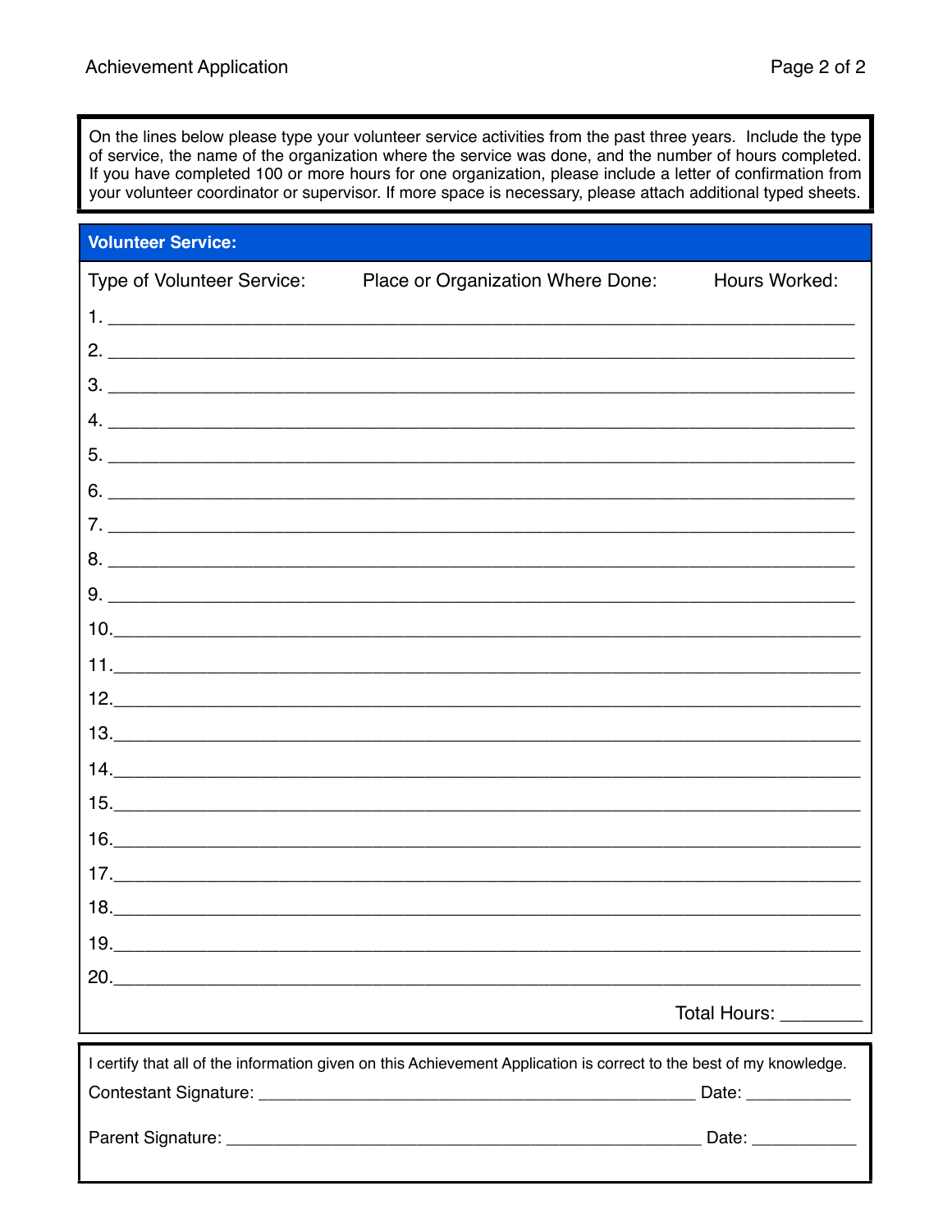On the lines below please type your volunteer service activities from the past three years. Include the type of service, the name of the organization where the service was done, and the number of hours completed. If you have completed 100 or more hours for one organization, please include a letter of confirmation from your volunteer coordinator or supervisor. If more space is necessary, please attach additional typed sheets.

**Volunteer Service:**

Type of Volunteer Service: Place or Organization Where Done: Hours Worked:

1. ______________________________________________________________________
2. ______________________________________________________________________
3. ______________________________________________________________________
4. ______________________________________________________________________
5. ______________________________________________________________________
6. ______________________________________________________________________
7. ______________________________________________________________________
8. ______________________________________________________________________
9. ______________________________________________________________________
10. ______________________________________________________________________
11. ______________________________________________________________________
12. ______________________________________________________________________
13. ______________________________________________________________________
14. ______________________________________________________________________
15. ______________________________________________________________________
16. ______________________________________________________________________
17. ______________________________________________________________________
18. ______________________________________________________________________
19. ______________________________________________________________________
20. ______________________________________________________________________

Total Hours: ________

I certify that all of the information given on this Achievement Application is correct to the best of my knowledge.

Contestant Signature: ________________________________________ Date: ___________

Parent Signature: ___________________________________________ Date: ___________